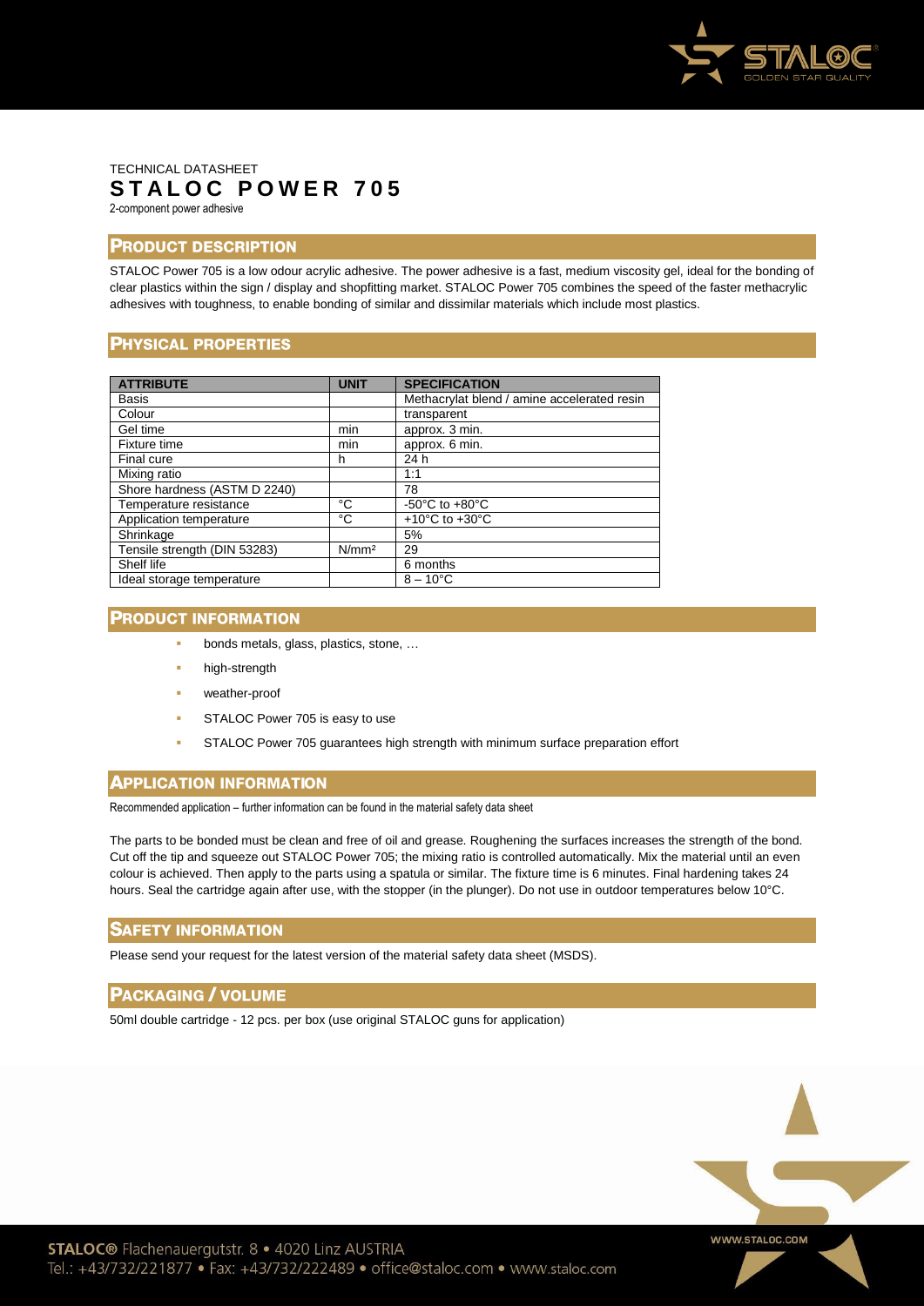TECHNICAL DATASHEET

# STALOC POWER 705

2-component power adhesive

## PRODUCT DESCRIPTION

STALOC Power 705 is a low odour acrylic adhesive. The power adhesive is a fast, medium viscosity gel, ideal for the bonding of clear plastics within the sign / display and shopfitting market. STALOC Power 705 combines the speed of the faster methacrylic adhesives with toughness, to enable bonding of similar and dissimilar materials which include most plastics.

## PHYSICAL PROPERTIES

| ATTRIBUTE | UNIT | SPECIFICATION |
| --- | --- | --- |
| Basis | | Methacrylat blend / amine accelerated resin |
| Colour | | transparent |
| Gel time | min | approx. 3 min. |
| Fixture time | min | approx. 6 min. |
| Final cure | h | 24 h |
| Mixing ratio | | 1:1 |
| Shore hardness (ASTM D 2240) | | 78 |
| Temperature resistance | °C | -50°C to +80°C |
| Application temperature | °C | +10°C to +30°C |
| Shrinkage | | 5% |
| Tensile strength (DIN 53283) | N/mm² | 29 |
| Shelf life | | 6 months |
| Ideal storage temperature | | 8 – 10°C |

## PRODUCT INFORMATION

- bonds metals, glass, plastics, stone, …
- high-strength
- weather-proof
- STALOC Power 705 is easy to use
- STALOC Power 705 guarantees high strength with minimum surface preparation effort

## APPLICATION INFORMATION

Recommended application – further information can be found in the material safety data sheet

The parts to be bonded must be clean and free of oil and grease. Roughening the surfaces increases the strength of the bond. Cut off the tip and squeeze out STALOC Power 705; the mixing ratio is controlled automatically. Mix the material until an even colour is achieved. Then apply to the parts using a spatula or similar. The fixture time is 6 minutes. Final hardening takes 24 hours. Seal the cartridge again after use, with the stopper (in the plunger). Do not use in outdoor temperatures below 10°C.

## SAFETY INFORMATION

Please send your request for the latest version of the material safety data sheet (MSDS).

## PACKAGING / VOLUME

50ml double cartridge - 12 pcs. per box (use original STALOC guns for application)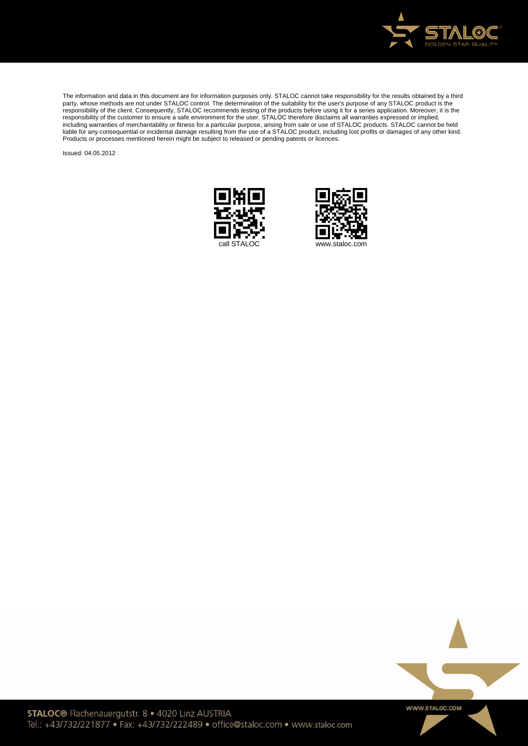The information and data in this document are for information purposes only. STALOC cannot take responsibility for the results obtained by a third party, whose methods are not under STALOC control. The determination of the suitability for the user's purpose of any STALOC product is the responsibility of the client. Consequently, STALOC recommends testing of the products before using it for a series application. Moreover, it is the responsibility of the customer to ensure a safe environment for the user. STALOC therefore disclaims all warranties expressed or implied, including warranties of merchantability or fitness for a particular purpose, arising from sale or use of STALOC products. STALOC cannot be held liable for any consequential or incidental damage resulting from the use of a STALOC product, including lost profits or damages of any other kind. Products or processes mentioned herein might be subject to released or pending patents or licences.

Issued: 04.05.2012

call STALOC

www.staloc.com

**STALOC®** Flachenauergutstr. 8 • 4020 Linz AUSTRIA
Tel.: +43/732/221877 • Fax: +43/732/222489 • office@staloc.com • www.staloc.com